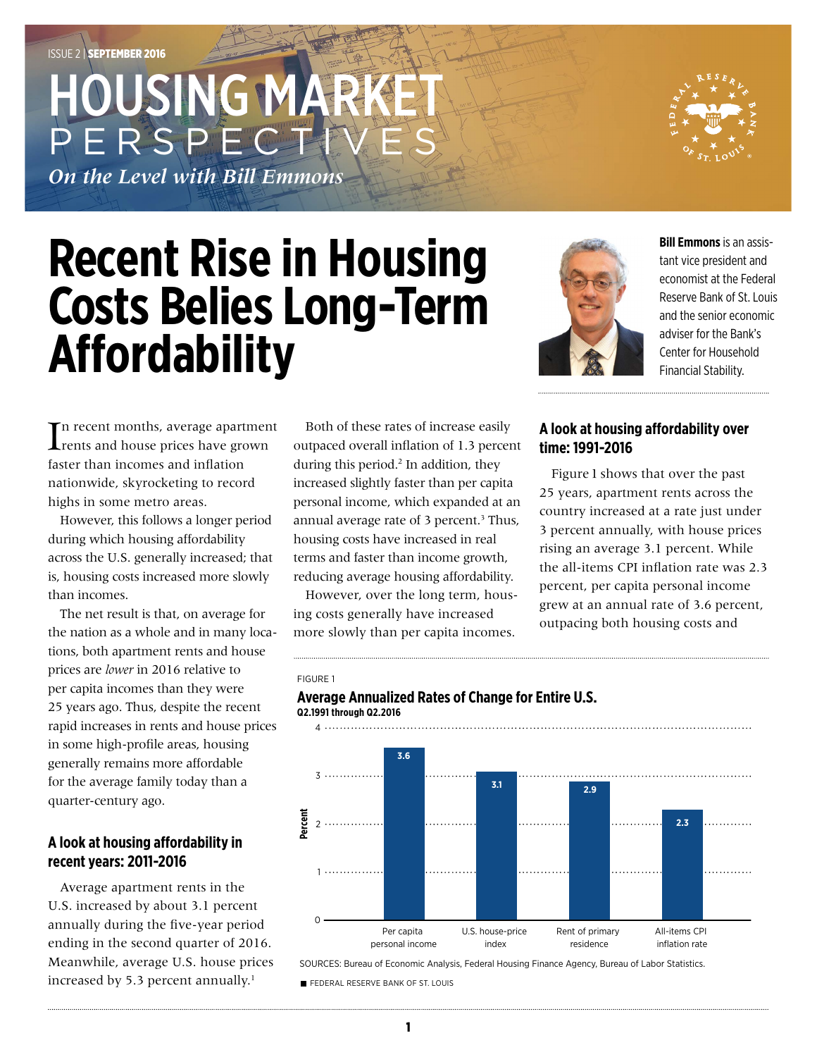ISSUE 2 | **SEPTEMBER 2016**

# HOUSING MARKET PERSPECTIVES

*On the Level with Bill Emmons*

# Recent Rise in Housing Costs Belies Long-Term Affordability

**Bill Emmons** is an assistant vice president and economist at the Federal Reserve Bank of St. Louis and the senior economic adviser for the Bank's Center for Household Financial Stability.

In recent months, average apartment rents and house prices have grown faster than incomes and inflation nationwide, skyrocketing to record highs in some metro areas.

However, this follows a longer period during which housing affordability across the U.S. generally increased; that is, housing costs increased more slowly than incomes.

The net result is that, on average for the nation as a whole and in many locations, both apartment rents and house prices are *lower* in 2016 relative to per capita incomes than they were 25 years ago. Thus, despite the recent rapid increases in rents and house prices in some high-profile areas, housing generally remains more affordable for the average family today than a quarter-century ago.

## A look at housing affordability in recent years: 2011-2016

Average apartment rents in the U.S. increased by about 3.1 percent annually during the five-year period ending in the second quarter of 2016. Meanwhile, average U.S. house prices increased by 5.3 percent annually.[1]

Both of these rates of increase easily outpaced overall inflation of 1.3 percent during this period.[2] In addition, they increased slightly faster than per capita personal income, which expanded at an annual average rate of 3 percent.[3] Thus, housing costs have increased in real terms and faster than income growth, reducing average housing affordability.

However, over the long term, housing costs generally have increased more slowly than per capita incomes.

## A look at housing affordability over time: 1991-2016

Figure 1 shows that over the past 25 years, apartment rents across the country increased at a rate just under 3 percent annually, with house prices rising an average 3.1 percent. While the all-items CPI inflation rate was 2.3 percent, per capita personal income grew at an annual rate of 3.6 percent, outpacing both housing costs and

FIGURE 1

**Average Annualized Rates of Change for Entire U.S.**
**Q2.1991 through Q2.2016**

Percent
0
1
2
3
4

Per capita personal income 3.6
U.S. house-price index 3.1
Rent of primary residence 2.9
All-items CPI inflation rate 2.3

SOURCES: Bureau of Economic Analysis, Federal Housing Finance Agency, Bureau of Labor Statistics.

FEDERAL RESERVE BANK OF ST. LOUIS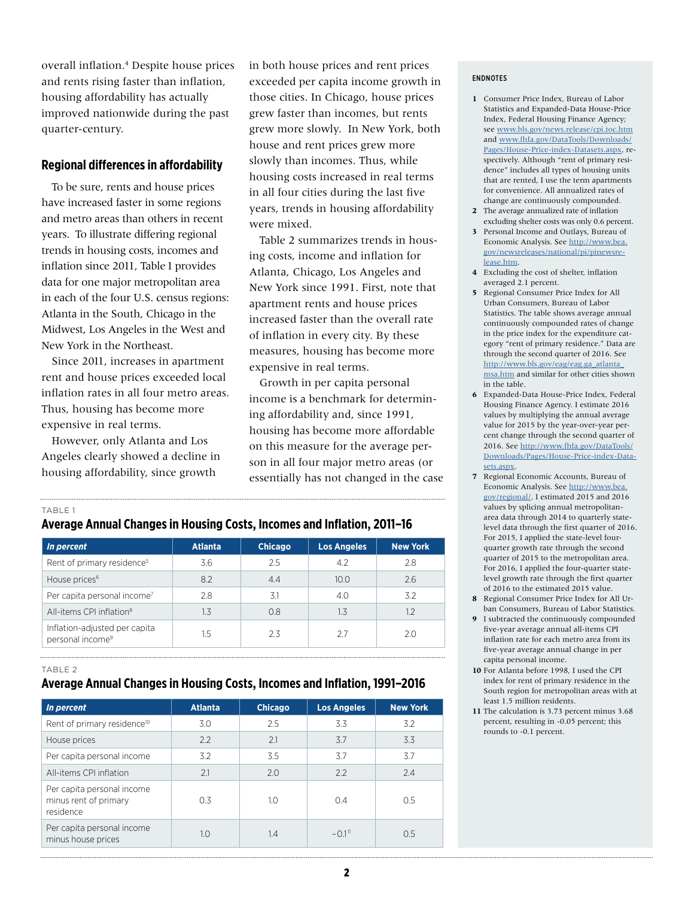overall inflation.[4] Despite house prices and rents rising faster than inflation, housing affordability has actually improved nationwide during the past quarter-century.

## Regional differences in affordability

To be sure, rents and house prices have increased faster in some regions and metro areas than others in recent years. To illustrate differing regional trends in housing costs, incomes and inflation since 2011, Table 1 provides data for one major metropolitan area in each of the four U.S. census regions: Atlanta in the South, Chicago in the Midwest, Los Angeles in the West and New York in the Northeast.

Since 2011, increases in apartment rent and house prices exceeded local inflation rates in all four metro areas. Thus, housing has become more expensive in real terms.

However, only Atlanta and Los Angeles clearly showed a decline in housing affordability, since growth in both house prices and rent prices exceeded per capita income growth in those cities. In Chicago, house prices grew faster than incomes, but rents grew more slowly. In New York, both house and rent prices grew more slowly than incomes. Thus, while housing costs increased in real terms in all four cities during the last five years, trends in housing affordability were mixed.

Table 2 summarizes trends in housing costs, income and inflation for Atlanta, Chicago, Los Angeles and New York since 1991. First, note that apartment rents and house prices increased faster than the overall rate of inflation in every city. By these measures, housing has become more expensive in real terms.

Growth in per capita personal income is a benchmark for determining affordability and, since 1991, housing has become more affordable on this measure for the average person in all four major metro areas (or essentially has not changed in the case

TABLE 1

### Average Annual Changes in Housing Costs, Incomes and Inflation, 2011–16

| *In percent* | Atlanta | Chicago | Los Angeles | New York |
|---|---|---|---|---|
| Rent of primary residence[5] | 3.6 | 2.5 | 4.2 | 2.8 |
| House prices[6] | 8.2 | 4.4 | 10.0 | 2.6 |
| Per capita personal income[7] | 2.8 | 3.1 | 4.0 | 3.2 |
| All-items CPI inflation[8] | 1.3 | 0.8 | 1.3 | 1.2 |
| Inflation-adjusted per capita personal income[9] | 1.5 | 2.3 | 2.7 | 2.0 |

TABLE 2

### Average Annual Changes in Housing Costs, Incomes and Inflation, 1991–2016

| *In percent* | Atlanta | Chicago | Los Angeles | New York |
|---|---|---|---|---|
| Rent of primary residence[10] | 3.0 | 2.5 | 3.3 | 3.2 |
| House prices | 2.2 | 2.1 | 3.7 | 3.3 |
| Per capita personal income | 3.2 | 3.5 | 3.7 | 3.7 |
| All-items CPI inflation | 2.1 | 2.0 | 2.2 | 2.4 |
| Per capita personal income minus rent of primary residence | 0.3 | 1.0 | 0.4 | 0.5 |
| Per capita personal income minus house prices | 1.0 | 1.4 | −0.1[11] | 0.5 |

#### ENDNOTES

1. Consumer Price Index, Bureau of Labor Statistics and Expanded-Data House-Price Index, Federal Housing Finance Agency; see www.bls.gov/news.release/cpi.toc.htm and www.fhfa.gov/DataTools/Downloads/Pages/House-Price-index-Datasets.aspx, respectively. Although "rent of primary residence" includes all types of housing units that are rented, I use the term apartments for convenience. All annualized rates of change are continuously compounded.
2. The average annualized rate of inflation excluding shelter costs was only 0.6 percent.
3. Personal Income and Outlays, Bureau of Economic Analysis. See http://www.bea.gov/newsreleases/national/pi/pinewsrelease.htm.
4. Excluding the cost of shelter, inflation averaged 2.1 percent.
5. Regional Consumer Price Index for All Urban Consumers, Bureau of Labor Statistics. The table shows average annual continuously compounded rates of change in the price index for the expenditure category "rent of primary residence." Data are through the second quarter of 2016. See http://www.bls.gov/eag/eag.ga_atlanta_msa.htm and similar for other cities shown in the table.
6. Expanded-Data House-Price Index, Federal Housing Finance Agency. I estimate 2016 values by multiplying the annual average value for 2015 by the year-over-year percent change through the second quarter of 2016. See http://www.fhfa.gov/DataTools/Downloads/Pages/House-Price-index-Datasets.aspx.
7. Regional Economic Accounts, Bureau of Economic Analysis. See http://www.bea.gov/regional/. I estimated 2015 and 2016 values by splicing annual metropolitan-area data through 2014 to quarterly state-level data through the first quarter of 2016. For 2015, I applied the state-level four-quarter growth rate through the second quarter of 2015 to the metropolitan area. For 2016, I applied the four-quarter state-level growth rate through the first quarter of 2016 to the estimated 2015 value.
8. Regional Consumer Price Index for All Urban Consumers, Bureau of Labor Statistics.
9. I subtracted the continuously compounded five-year average annual all-items CPI inflation rate for each metro area from its five-year average annual change in per capita personal income.
10. For Atlanta before 1998, I used the CPI index for rent of primary residence in the South region for metropolitan areas with at least 1.5 million residents.
11. The calculation is 3.73 percent minus 3.68 percent, resulting in -0.05 percent; this rounds to -0.1 percent.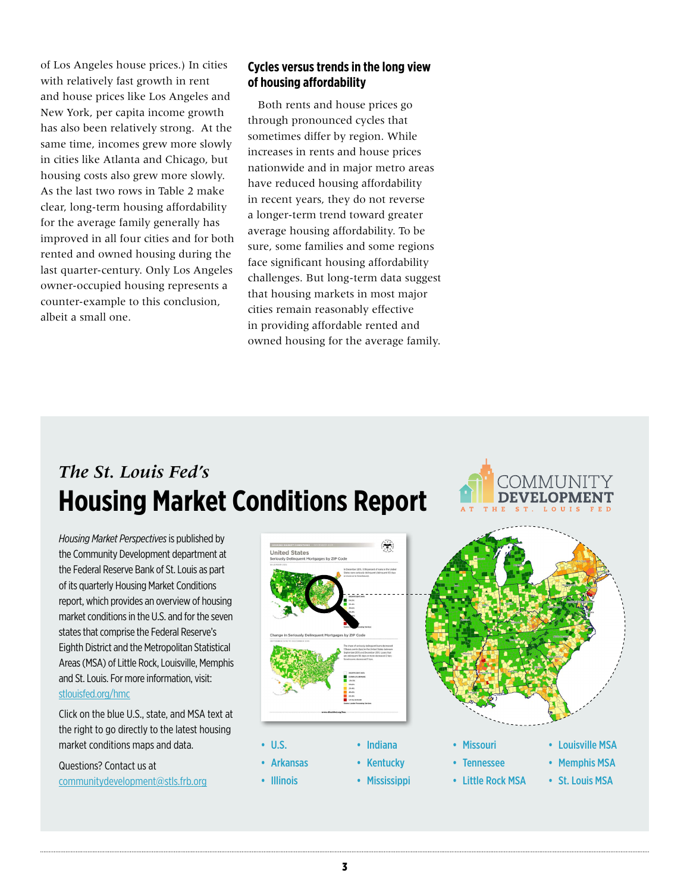of Los Angeles house prices.) In cities with relatively fast growth in rent and house prices like Los Angeles and New York, per capita income growth has also been relatively strong. At the same time, incomes grew more slowly in cities like Atlanta and Chicago, but housing costs also grew more slowly. As the last two rows in Table 2 make clear, long-term housing affordability for the average family generally has improved in all four cities and for both rented and owned housing during the last quarter-century. Only Los Angeles owner-occupied housing represents a counter-example to this conclusion, albeit a small one.

### Cycles versus trends in the long view of housing affordability

Both rents and house prices go through pronounced cycles that sometimes differ by region. While increases in rents and house prices nationwide and in major metro areas have reduced housing affordability in recent years, they do not reverse a longer-term trend toward greater average housing affordability. To be sure, some families and some regions face significant housing affordability challenges. But long-term data suggest that housing markets in most major cities remain reasonably effective in providing affordable rented and owned housing for the average family.

*The St. Louis Fed's*

## Housing Market Conditions Report

COMMUNITY DEVELOPMENT AT THE ST. LOUIS FED

*Housing Market Perspectives* is published by the Community Development department at the Federal Reserve Bank of St. Louis as part of its quarterly Housing Market Conditions report, which provides an overview of housing market conditions in the U.S. and for the seven states that comprise the Federal Reserve's Eighth District and the Metropolitan Statistical Areas (MSA) of Little Rock, Louisville, Memphis and St. Louis. For more information, visit: stlouisfed.org/hmc

Click on the blue U.S., state, and MSA text at the right to go directly to the latest housing market conditions maps and data.

Questions? Contact us at communitydevelopment@stls.frb.org

- U.S.
- Arkansas
- Illinois
- Indiana
- Kentucky
- Mississippi
- Missouri
- Tennessee
- Little Rock MSA
- Louisville MSA
- Memphis MSA
- St. Louis MSA